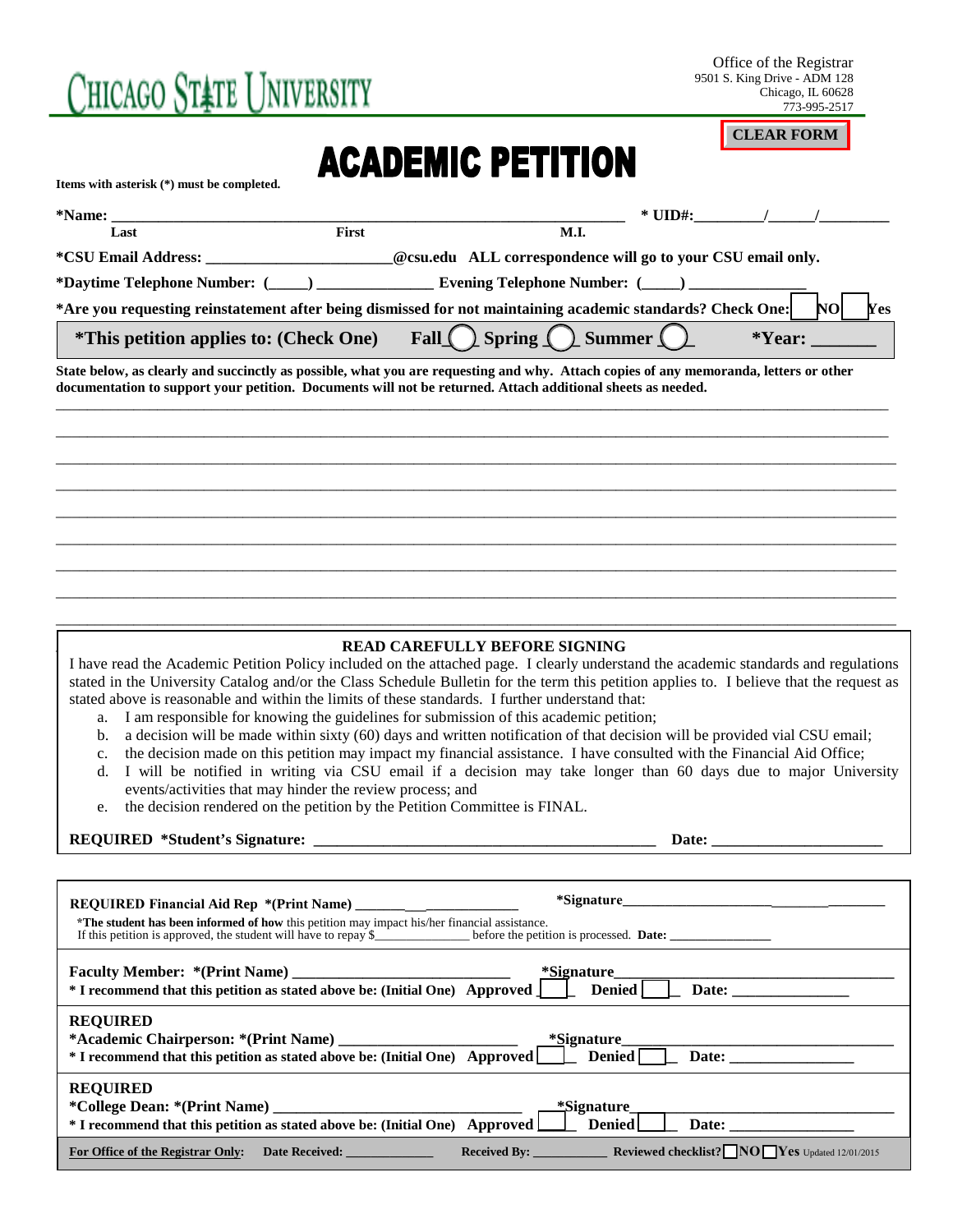CHICAGO STATE UNIVERSITY

Office of the Registrar
9501 S. King Drive - ADM 128
Chicago, IL 60628
773-995-2517

CLEAR FORM

# ACADEMIC PETITION

**Items with asterisk (*) must be completed.**

***Name:** ______________________________________________ ***UID#:**________/______/________
Last First M.I.

***CSU Email Address:** _______________________@csu.edu **ALL correspondence will go to your CSU email only.**

***Daytime Telephone Number:** (_____) ______________ **Evening Telephone Number:** (_____) ______________

***Are you requesting reinstatement after being dismissed for not maintaining academic standards? Check One:** ☐ NO ☐ Yes

***This petition applies to: (Check One)** Fall ◯ Spring ◯ Summer ◯ ***Year:** _______

**State below, as clearly and succinctly as possible, what you are requesting and why. Attach copies of any memoranda, letters or other documentation to support your petition. Documents will not be returned. Attach additional sheets as needed.**

__________________________________________________________________________________

__________________________________________________________________________________

__________________________________________________________________________________

__________________________________________________________________________________

__________________________________________________________________________________

__________________________________________________________________________________

__________________________________________________________________________________

__________________________________________________________________________________

__________________________________________________________________________________

**READ CAREFULLY BEFORE SIGNING**

I have read the Academic Petition Policy included on the attached page. I clearly understand the academic standards and regulations stated in the University Catalog and/or the Class Schedule Bulletin for the term this petition applies to. I believe that the request as stated above is reasonable and within the limits of these standards. I further understand that:

a. I am responsible for knowing the guidelines for submission of this academic petition;
b. a decision will be made within sixty (60) days and written notification of that decision will be provided vial CSU email;
c. the decision made on this petition may impact my financial assistance. I have consulted with the Financial Aid Office;
d. I will be notified in writing via CSU email if a decision may take longer than 60 days due to major University events/activities that may hinder the review process; and
e. the decision rendered on the petition by the Petition Committee is FINAL.

**REQUIRED *Student's Signature:** ________________________________________ **Date:** ____________________

**REQUIRED Financial Aid Rep *(Print Name)** ______________________ ***Signature**____________________________

***The student has been informed of how** this petition may impact his/her financial assistance.
If this petition is approved, the student will have to repay $______________ before the petition is processed. **Date:** ______________

**Faculty Member: *(Print Name)** __________________________ ***Signature**______________________________
*** I recommend that this petition as stated above be: (Initial One) Approved** ☐ **Denied** ☐ **Date:** ______________

**REQUIRED**
***Academic Chairperson: *(Print Name)** ______________________ ***Signature**______________________________
*** I recommend that this petition as stated above be: (Initial One) Approved** ☐ **Denied** ☐ **Date:** ______________

**REQUIRED**
***College Dean: *(Print Name)** ______________________________ ***Signature**______________________________
*** I recommend that this petition as stated above be: (Initial One) Approved** ☐ **Denied** ☐ **Date:** ______________

**For Office of the Registrar Only:** **Date Received:** ____________ **Received By:** ___________ **Reviewed checklist?** ☐ **NO** ☐ **Yes** Updated 12/01/2015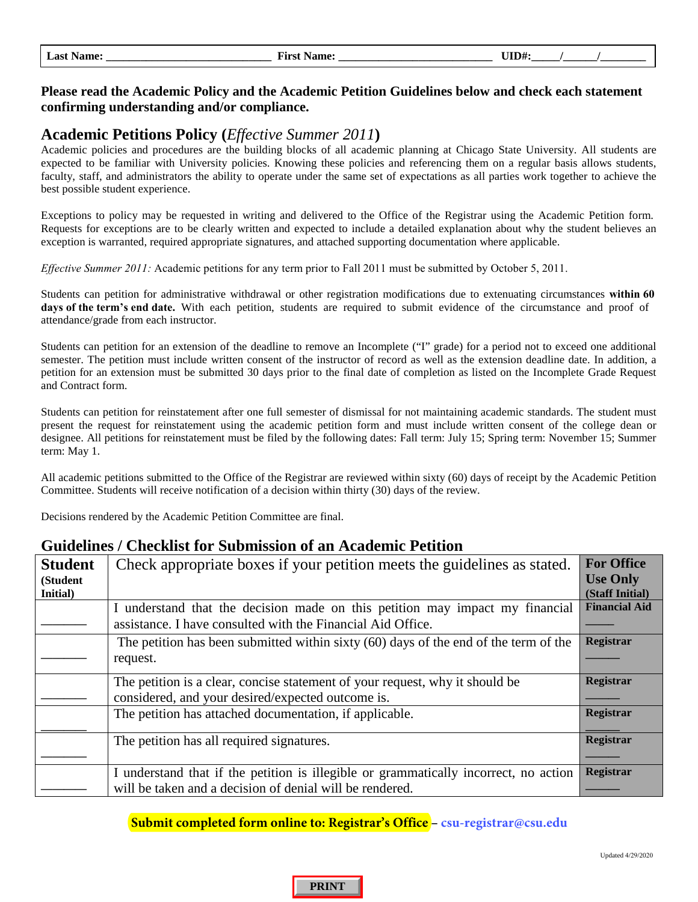| Last Name: ____________________________ | First Name: __________________________ | UID#:_____/______/________ |
|---|---|---|

**Please read the Academic Policy and the Academic Petition Guidelines below and check each statement confirming understanding and/or compliance.**

## Academic Petitions Policy (*Effective Summer 2011*)

Academic policies and procedures are the building blocks of all academic planning at Chicago State University. All students are expected to be familiar with University policies. Knowing these policies and referencing them on a regular basis allows students, faculty, staff, and administrators the ability to operate under the same set of expectations as all parties work together to achieve the best possible student experience.

Exceptions to policy may be requested in writing and delivered to the Office of the Registrar using the Academic Petition form. Requests for exceptions are to be clearly written and expected to include a detailed explanation about why the student believes an exception is warranted, required appropriate signatures, and attached supporting documentation where applicable.

*Effective Summer 2011:* Academic petitions for any term prior to Fall 2011 must be submitted by October 5, 2011.

Students can petition for administrative withdrawal or other registration modifications due to extenuating circumstances **within 60 days of the term's end date.** With each petition, students are required to submit evidence of the circumstance and proof of attendance/grade from each instructor.

Students can petition for an extension of the deadline to remove an Incomplete ("I" grade) for a period not to exceed one additional semester. The petition must include written consent of the instructor of record as well as the extension deadline date. In addition, a petition for an extension must be submitted 30 days prior to the final date of completion as listed on the Incomplete Grade Request and Contract form.

Students can petition for reinstatement after one full semester of dismissal for not maintaining academic standards. The student must present the request for reinstatement using the academic petition form and must include written consent of the college dean or designee. All petitions for reinstatement must be filed by the following dates: Fall term: July 15; Spring term: November 15; Summer term: May 1.

All academic petitions submitted to the Office of the Registrar are reviewed within sixty (60) days of receipt by the Academic Petition Committee. Students will receive notification of a decision within thirty (30) days of the review.

Decisions rendered by the Academic Petition Committee are final.

## Guidelines / Checklist for Submission of an Academic Petition

| **Student** (Student Initial) | Check appropriate boxes if your petition meets the guidelines as stated. | **For Office Use Only** (Staff Initial) |
|---|---|---|
| _______ | I understand that the decision made on this petition may impact my financial assistance. I have consulted with the Financial Aid Office. | **Financial Aid** _____ |
| _______ | The petition has been submitted within sixty (60) days of the end of the term of the request. | **Registrar** ______ |
| _______ | The petition is a clear, concise statement of your request, why it should be considered, and your desired/expected outcome is. | **Registrar** ______ |
| _______ | The petition has attached documentation, if applicable. | **Registrar** ______ |
| _______ | The petition has all required signatures. | **Registrar** ______ |
| _______ | I understand that if the petition is illegible or grammatically incorrect, no action will be taken and a decision of denial will be rendered. | **Registrar** ______ |

**Submit completed form online to: Registrar's Office** – **csu-registrar@csu.edu**

Updated 4/29/2020

PRINT